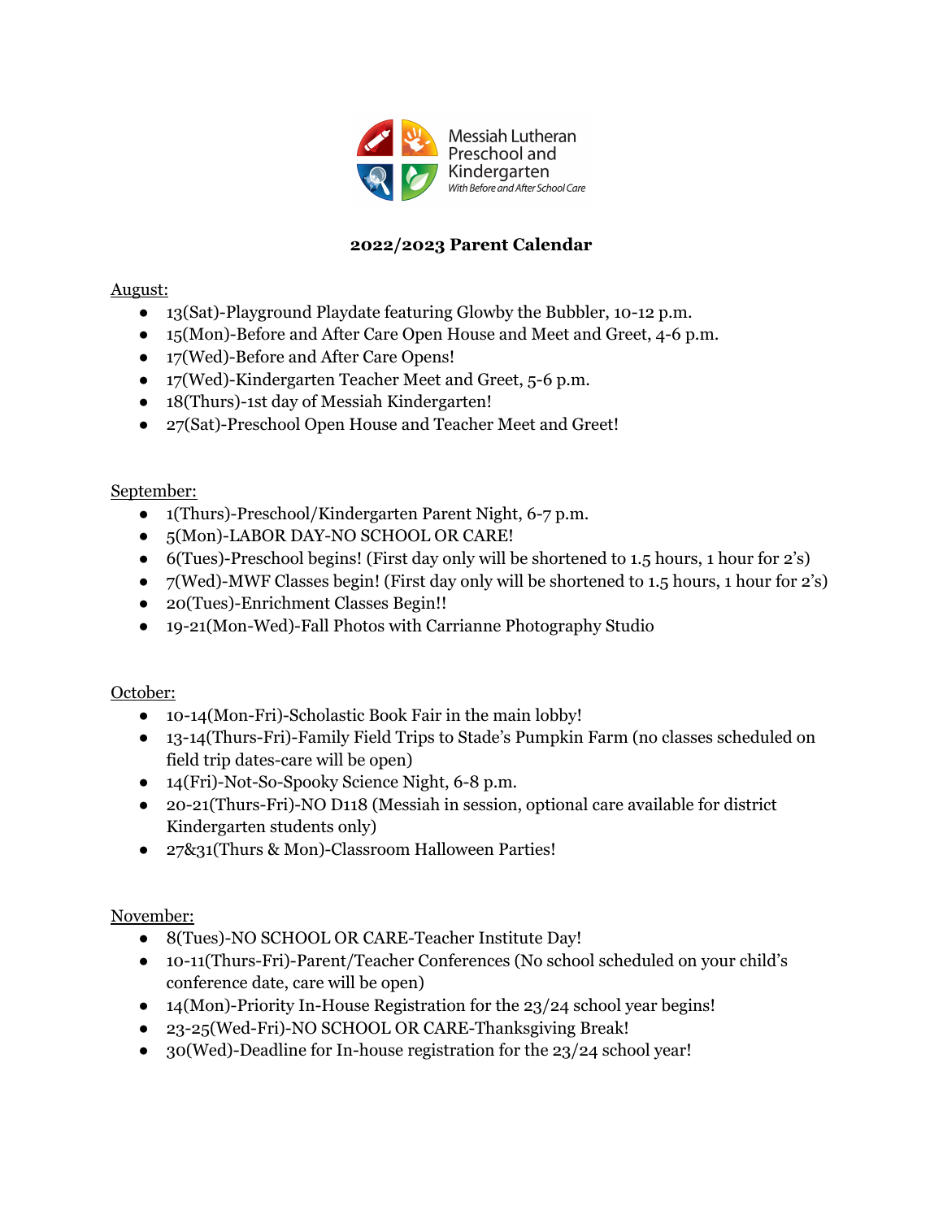Messiah Lutheran Preschool and Kindergarten

*With Before and After School Care*

**2022/2023 Parent Calendar**

August:

- 13(Sat)-Playground Playdate featuring Glowby the Bubbler, 10-12 p.m.
- 15(Mon)-Before and After Care Open House and Meet and Greet, 4-6 p.m.
- 17(Wed)-Before and After Care Opens!
- 17(Wed)-Kindergarten Teacher Meet and Greet, 5-6 p.m.
- 18(Thurs)-1st day of Messiah Kindergarten!
- 27(Sat)-Preschool Open House and Teacher Meet and Greet!

September:

- 1(Thurs)-Preschool/Kindergarten Parent Night, 6-7 p.m.
- 5(Mon)-LABOR DAY-NO SCHOOL OR CARE!
- 6(Tues)-Preschool begins! (First day only will be shortened to 1.5 hours, 1 hour for 2's)
- 7(Wed)-MWF Classes begin! (First day only will be shortened to 1.5 hours, 1 hour for 2's)
- 20(Tues)-Enrichment Classes Begin!!
- 19-21(Mon-Wed)-Fall Photos with Carrianne Photography Studio

October:

- 10-14(Mon-Fri)-Scholastic Book Fair in the main lobby!
- 13-14(Thurs-Fri)-Family Field Trips to Stade's Pumpkin Farm (no classes scheduled on field trip dates-care will be open)
- 14(Fri)-Not-So-Spooky Science Night, 6-8 p.m.
- 20-21(Thurs-Fri)-NO D118 (Messiah in session, optional care available for district Kindergarten students only)
- 27&31(Thurs & Mon)-Classroom Halloween Parties!

November:

- 8(Tues)-NO SCHOOL OR CARE-Teacher Institute Day!
- 10-11(Thurs-Fri)-Parent/Teacher Conferences (No school scheduled on your child's conference date, care will be open)
- 14(Mon)-Priority In-House Registration for the 23/24 school year begins!
- 23-25(Wed-Fri)-NO SCHOOL OR CARE-Thanksgiving Break!
- 30(Wed)-Deadline for In-house registration for the 23/24 school year!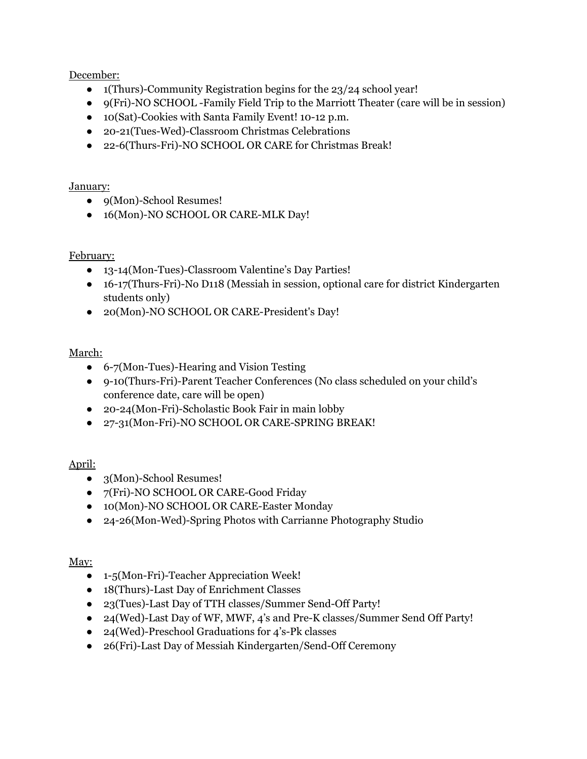<u>December:</u>

- 1(Thurs)-Community Registration begins for the 23/24 school year!
- 9(Fri)-NO SCHOOL -Family Field Trip to the Marriott Theater (care will be in session)
- 10(Sat)-Cookies with Santa Family Event! 10-12 p.m.
- 20-21(Tues-Wed)-Classroom Christmas Celebrations
- 22-6(Thurs-Fri)-NO SCHOOL OR CARE for Christmas Break!

<u>January:</u>

- 9(Mon)-School Resumes!
- 16(Mon)-NO SCHOOL OR CARE-MLK Day!

<u>February:</u>

- 13-14(Mon-Tues)-Classroom Valentine's Day Parties!
- 16-17(Thurs-Fri)-No D118 (Messiah in session, optional care for district Kindergarten students only)
- 20(Mon)-NO SCHOOL OR CARE-President's Day!

<u>March:</u>

- 6-7(Mon-Tues)-Hearing and Vision Testing
- 9-10(Thurs-Fri)-Parent Teacher Conferences (No class scheduled on your child's conference date, care will be open)
- 20-24(Mon-Fri)-Scholastic Book Fair in main lobby
- 27-31(Mon-Fri)-NO SCHOOL OR CARE-SPRING BREAK!

<u>April:</u>

- 3(Mon)-School Resumes!
- 7(Fri)-NO SCHOOL OR CARE-Good Friday
- 10(Mon)-NO SCHOOL OR CARE-Easter Monday
- 24-26(Mon-Wed)-Spring Photos with Carrianne Photography Studio

<u>May:</u>

- 1-5(Mon-Fri)-Teacher Appreciation Week!
- 18(Thurs)-Last Day of Enrichment Classes
- 23(Tues)-Last Day of TTH classes/Summer Send-Off Party!
- 24(Wed)-Last Day of WF, MWF, 4's and Pre-K classes/Summer Send Off Party!
- 24(Wed)-Preschool Graduations for 4's-Pk classes
- 26(Fri)-Last Day of Messiah Kindergarten/Send-Off Ceremony